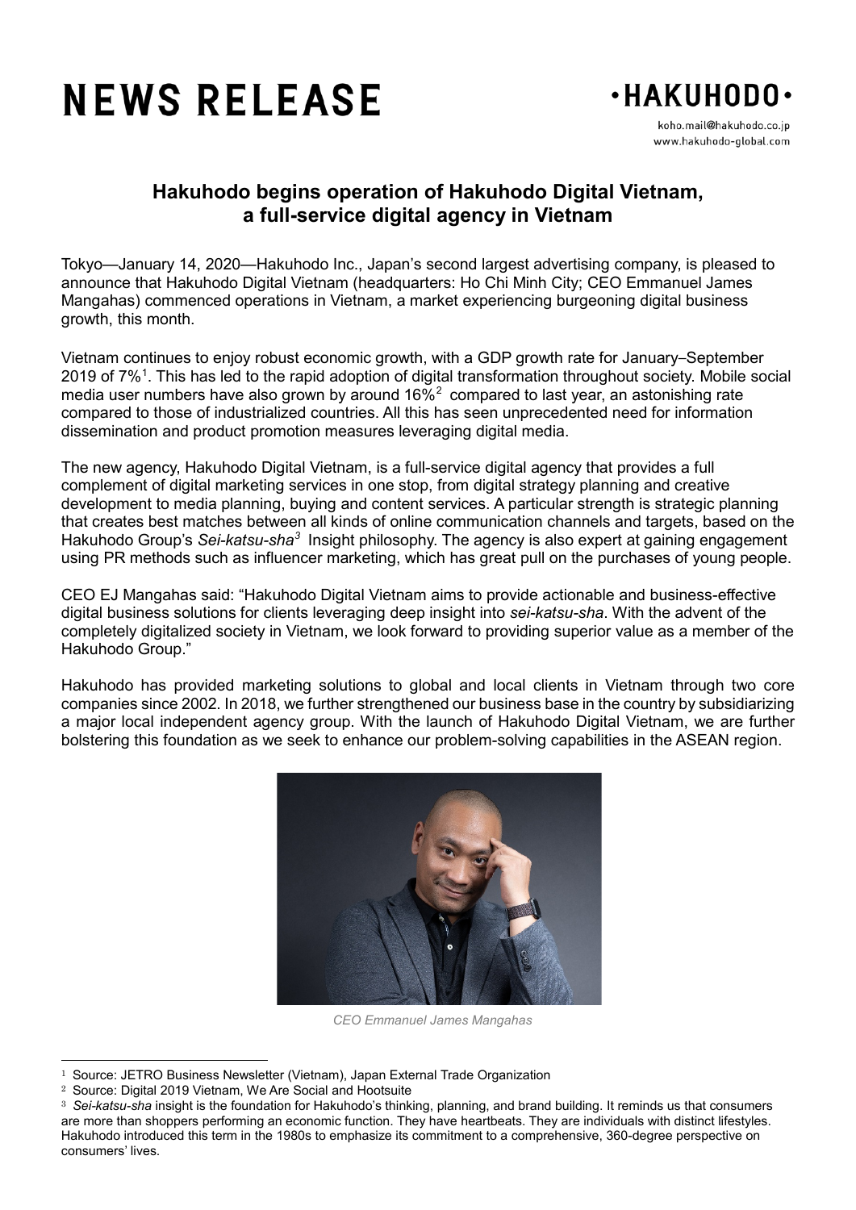# NEWS RELEASE

·HAKUHODO·

koho.mail@hakuhodo.co.jp
www.hakuhodo-global.com

## Hakuhodo begins operation of Hakuhodo Digital Vietnam, a full-service digital agency in Vietnam

Tokyo—January 14, 2020—Hakuhodo Inc., Japan's second largest advertising company, is pleased to announce that Hakuhodo Digital Vietnam (headquarters: Ho Chi Minh City; CEO Emmanuel James Mangahas) commenced operations in Vietnam, a market experiencing burgeoning digital business growth, this month.

Vietnam continues to enjoy robust economic growth, with a GDP growth rate for January–September 2019 of 7%[1]. This has led to the rapid adoption of digital transformation throughout society. Mobile social media user numbers have also grown by around 16%[2] compared to last year, an astonishing rate compared to those of industrialized countries. All this has seen unprecedented need for information dissemination and product promotion measures leveraging digital media.

The new agency, Hakuhodo Digital Vietnam, is a full-service digital agency that provides a full complement of digital marketing services in one stop, from digital strategy planning and creative development to media planning, buying and content services. A particular strength is strategic planning that creates best matches between all kinds of online communication channels and targets, based on the Hakuhodo Group's *Sei-katsu-sha*[3] Insight philosophy. The agency is also expert at gaining engagement using PR methods such as influencer marketing, which has great pull on the purchases of young people.

CEO EJ Mangahas said: "Hakuhodo Digital Vietnam aims to provide actionable and business-effective digital business solutions for clients leveraging deep insight into *sei-katsu-sha*. With the advent of the completely digitalized society in Vietnam, we look forward to providing superior value as a member of the Hakuhodo Group."

Hakuhodo has provided marketing solutions to global and local clients in Vietnam through two core companies since 2002. In 2018, we further strengthened our business base in the country by subsidiarizing a major local independent agency group. With the launch of Hakuhodo Digital Vietnam, we are further bolstering this foundation as we seek to enhance our problem-solving capabilities in the ASEAN region.

*CEO Emmanuel James Mangahas*

---

[1] Source: JETRO Business Newsletter (Vietnam), Japan External Trade Organization

[2] Source: Digital 2019 Vietnam, We Are Social and Hootsuite

[3] *Sei-katsu-sha* insight is the foundation for Hakuhodo's thinking, planning, and brand building. It reminds us that consumers are more than shoppers performing an economic function. They have heartbeats. They are individuals with distinct lifestyles. Hakuhodo introduced this term in the 1980s to emphasize its commitment to a comprehensive, 360-degree perspective on consumers' lives.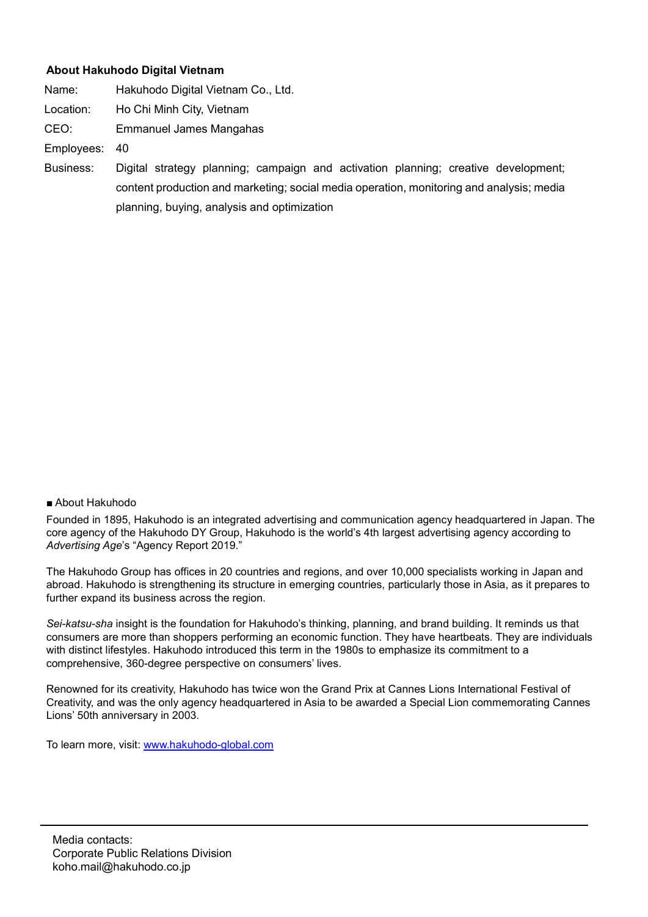**About Hakuhodo Digital Vietnam**

| | |
|---|---|
| Name: | Hakuhodo Digital Vietnam Co., Ltd. |
| Location: | Ho Chi Minh City, Vietnam |
| CEO: | Emmanuel James Mangahas |
| Employees: | 40 |
| Business: | Digital strategy planning; campaign and activation planning; creative development; content production and marketing; social media operation, monitoring and analysis; media planning, buying, analysis and optimization |

■ About Hakuhodo

Founded in 1895, Hakuhodo is an integrated advertising and communication agency headquartered in Japan. The core agency of the Hakuhodo DY Group, Hakuhodo is the world's 4th largest advertising agency according to *Advertising Age*'s "Agency Report 2019."

The Hakuhodo Group has offices in 20 countries and regions, and over 10,000 specialists working in Japan and abroad. Hakuhodo is strengthening its structure in emerging countries, particularly those in Asia, as it prepares to further expand its business across the region.

*Sei-katsu-sha* insight is the foundation for Hakuhodo's thinking, planning, and brand building. It reminds us that consumers are more than shoppers performing an economic function. They have heartbeats. They are individuals with distinct lifestyles. Hakuhodo introduced this term in the 1980s to emphasize its commitment to a comprehensive, 360-degree perspective on consumers' lives.

Renowned for its creativity, Hakuhodo has twice won the Grand Prix at Cannes Lions International Festival of Creativity, and was the only agency headquartered in Asia to be awarded a Special Lion commemorating Cannes Lions' 50th anniversary in 2003.

To learn more, visit: [www.hakuhodo-global.com](http://www.hakuhodo-global.com)

---

Media contacts:
Corporate Public Relations Division
koho.mail@hakuhodo.co.jp